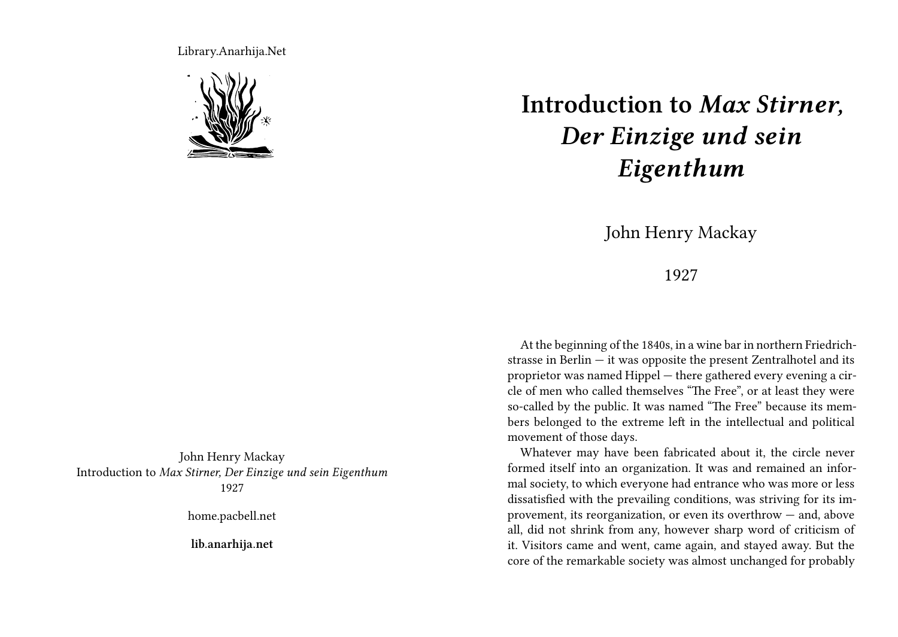Library.Anarhija.Net

John Henry Mackay
Introduction to *Max Stirner, Der Einzige und sein Eigenthum*
1927

home.pacbell.net

**lib.anarhija.net**

# Introduction to *Max Stirner, Der Einzige und sein Eigenthum*

John Henry Mackay

1927

At the beginning of the 1840s, in a wine bar in northern Friedrichstrasse in Berlin — it was opposite the present Zentralhotel and its proprietor was named Hippel — there gathered every evening a circle of men who called themselves "The Free", or at least they were so-called by the public. It was named "The Free" because its members belonged to the extreme left in the intellectual and political movement of those days.

Whatever may have been fabricated about it, the circle never formed itself into an organization. It was and remained an informal society, to which everyone had entrance who was more or less dissatisfied with the prevailing conditions, was striving for its improvement, its reorganization, or even its overthrow — and, above all, did not shrink from any, however sharp word of criticism of it. Visitors came and went, came again, and stayed away. But the core of the remarkable society was almost unchanged for probably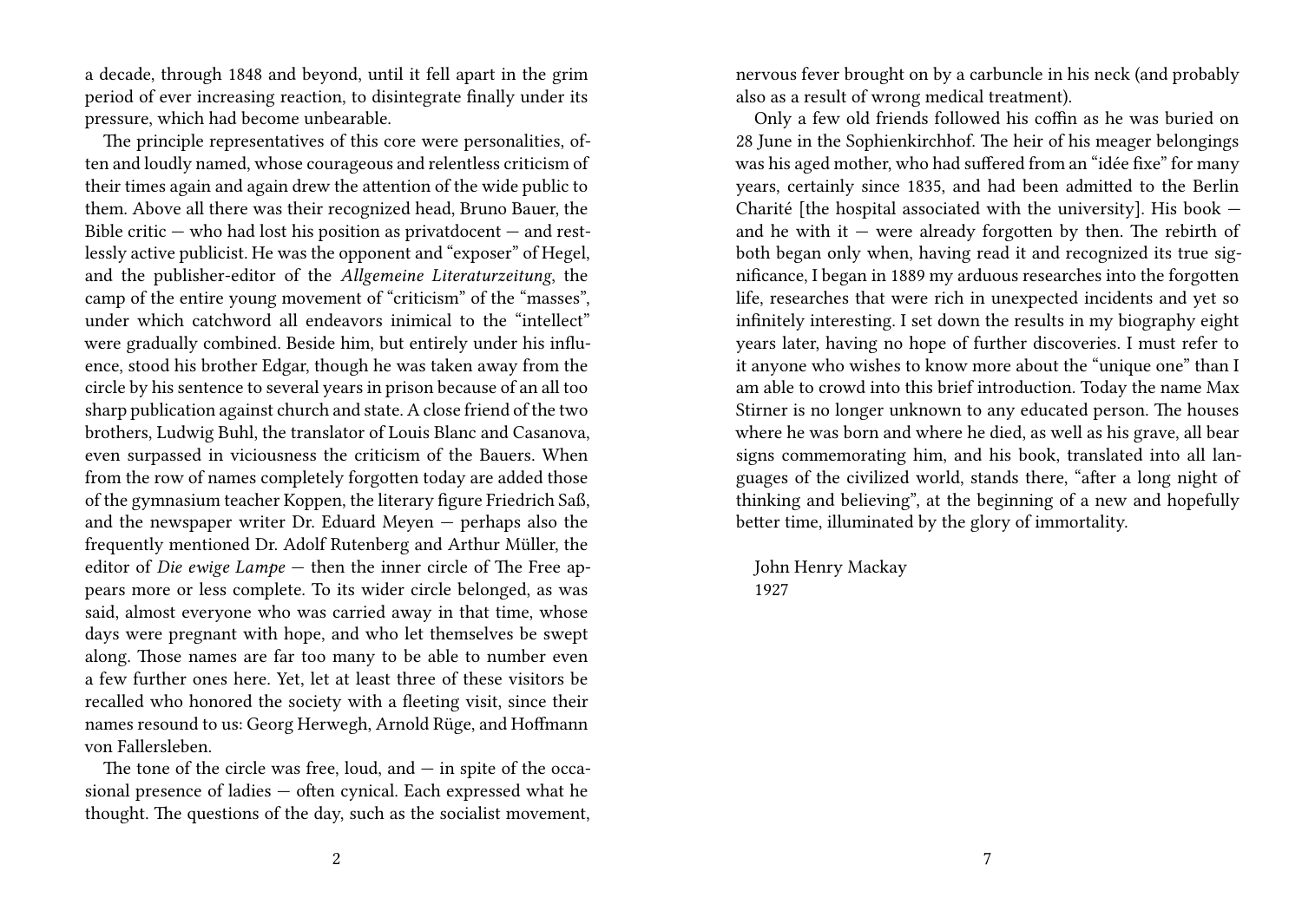a decade, through 1848 and beyond, until it fell apart in the grim period of ever increasing reaction, to disintegrate finally under its pressure, which had become unbearable.

The principle representatives of this core were personalities, often and loudly named, whose courageous and relentless criticism of their times again and again drew the attention of the wide public to them. Above all there was their recognized head, Bruno Bauer, the Bible critic — who had lost his position as privatdocent — and restlessly active publicist. He was the opponent and "exposer" of Hegel, and the publisher-editor of the *Allgemeine Literaturzeitung*, the camp of the entire young movement of "criticism" of the "masses", under which catchword all endeavors inimical to the "intellect" were gradually combined. Beside him, but entirely under his influence, stood his brother Edgar, though he was taken away from the circle by his sentence to several years in prison because of an all too sharp publication against church and state. A close friend of the two brothers, Ludwig Buhl, the translator of Louis Blanc and Casanova, even surpassed in viciousness the criticism of the Bauers. When from the row of names completely forgotten today are added those of the gymnasium teacher Koppen, the literary figure Friedrich Saß, and the newspaper writer Dr. Eduard Meyen — perhaps also the frequently mentioned Dr. Adolf Rutenberg and Arthur Müller, the editor of *Die ewige Lampe* — then the inner circle of The Free appears more or less complete. To its wider circle belonged, as was said, almost everyone who was carried away in that time, whose days were pregnant with hope, and who let themselves be swept along. Those names are far too many to be able to number even a few further ones here. Yet, let at least three of these visitors be recalled who honored the society with a fleeting visit, since their names resound to us: Georg Herwegh, Arnold Rüge, and Hoffmann von Fallersleben.

The tone of the circle was free, loud, and — in spite of the occasional presence of ladies — often cynical. Each expressed what he thought. The questions of the day, such as the socialist movement,

nervous fever brought on by a carbuncle in his neck (and probably also as a result of wrong medical treatment).

Only a few old friends followed his coffin as he was buried on 28 June in the Sophienkirchhof. The heir of his meager belongings was his aged mother, who had suffered from an "idée fixe" for many years, certainly since 1835, and had been admitted to the Berlin Charité [the hospital associated with the university]. His book — and he with it — were already forgotten by then. The rebirth of both began only when, having read it and recognized its true significance, I began in 1889 my arduous researches into the forgotten life, researches that were rich in unexpected incidents and yet so infinitely interesting. I set down the results in my biography eight years later, having no hope of further discoveries. I must refer to it anyone who wishes to know more about the "unique one" than I am able to crowd into this brief introduction. Today the name Max Stirner is no longer unknown to any educated person. The houses where he was born and where he died, as well as his grave, all bear signs commemorating him, and his book, translated into all languages of the civilized world, stands there, "after a long night of thinking and believing", at the beginning of a new and hopefully better time, illuminated by the glory of immortality.

John Henry Mackay
1927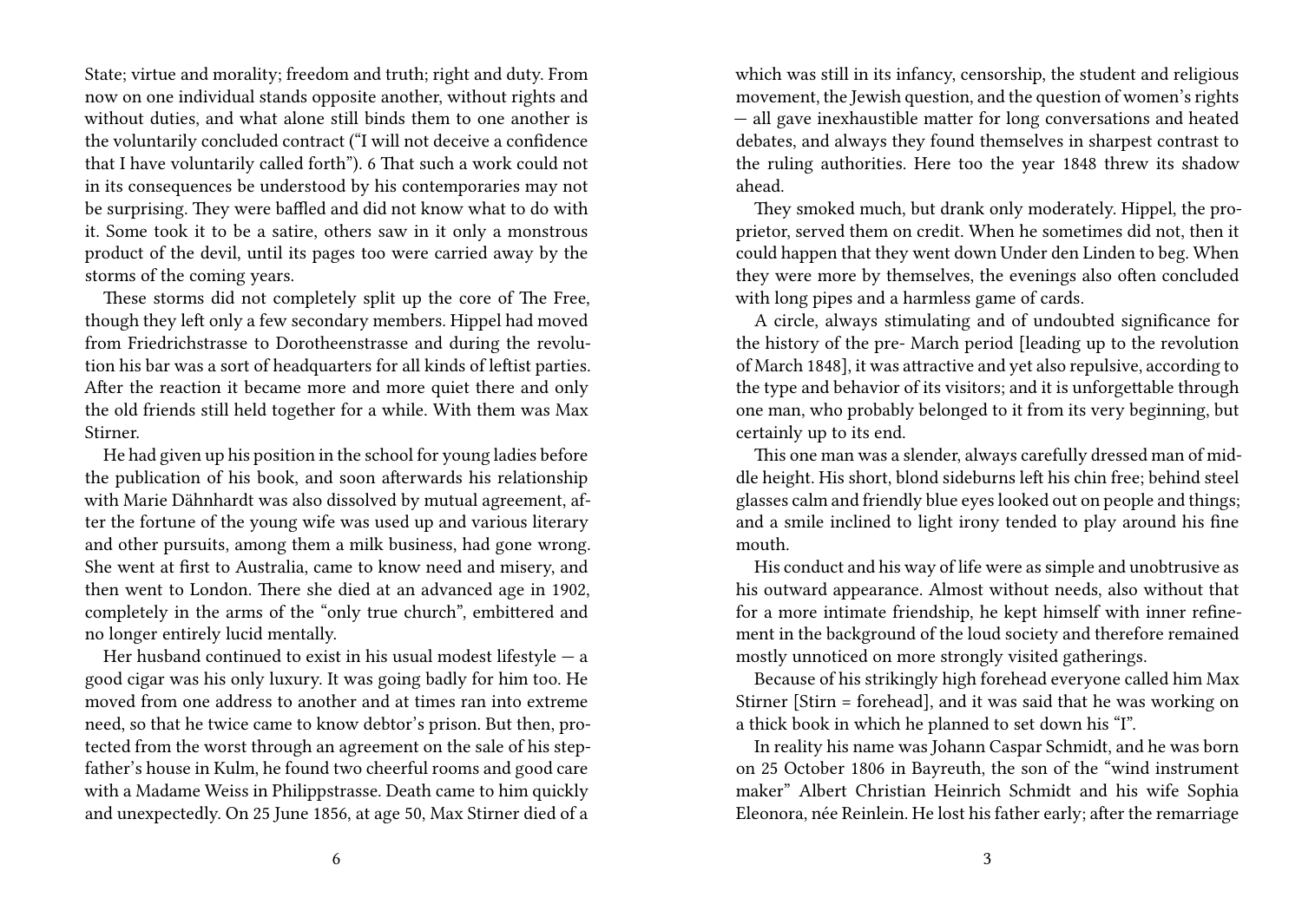State; virtue and morality; freedom and truth; right and duty. From now on one individual stands opposite another, without rights and without duties, and what alone still binds them to one another is the voluntarily concluded contract ("I will not deceive a confidence that I have voluntarily called forth").[6] That such a work could not in its consequences be understood by his contemporaries may not be surprising. They were baffled and did not know what to do with it. Some took it to be a satire, others saw in it only a monstrous product of the devil, until its pages too were carried away by the storms of the coming years.

These storms did not completely split up the core of The Free, though they left only a few secondary members. Hippel had moved from Friedrichstrasse to Dorotheenstrasse and during the revolution his bar was a sort of headquarters for all kinds of leftist parties. After the reaction it became more and more quiet there and only the old friends still held together for a while. With them was Max Stirner.

He had given up his position in the school for young ladies before the publication of his book, and soon afterwards his relationship with Marie Dähnhardt was also dissolved by mutual agreement, after the fortune of the young wife was used up and various literary and other pursuits, among them a milk business, had gone wrong. She went at first to Australia, came to know need and misery, and then went to London. There she died at an advanced age in 1902, completely in the arms of the "only true church", embittered and no longer entirely lucid mentally.

Her husband continued to exist in his usual modest lifestyle — a good cigar was his only luxury. It was going badly for him too. He moved from one address to another and at times ran into extreme need, so that he twice came to know debtor's prison. But then, protected from the worst through an agreement on the sale of his stepfather's house in Kulm, he found two cheerful rooms and good care with a Madame Weiss in Philippstrasse. Death came to him quickly and unexpectedly. On 25 June 1856, at age 50, Max Stirner died of a

which was still in its infancy, censorship, the student and religious movement, the Jewish question, and the question of women's rights — all gave inexhaustible matter for long conversations and heated debates, and always they found themselves in sharpest contrast to the ruling authorities. Here too the year 1848 threw its shadow ahead.

They smoked much, but drank only moderately. Hippel, the proprietor, served them on credit. When he sometimes did not, then it could happen that they went down Under den Linden to beg. When they were more by themselves, the evenings also often concluded with long pipes and a harmless game of cards.

A circle, always stimulating and of undoubted significance for the history of the pre- March period [leading up to the revolution of March 1848], it was attractive and yet also repulsive, according to the type and behavior of its visitors; and it is unforgettable through one man, who probably belonged to it from its very beginning, but certainly up to its end.

This one man was a slender, always carefully dressed man of middle height. His short, blond sideburns left his chin free; behind steel glasses calm and friendly blue eyes looked out on people and things; and a smile inclined to light irony tended to play around his fine mouth.

His conduct and his way of life were as simple and unobtrusive as his outward appearance. Almost without needs, also without that for a more intimate friendship, he kept himself with inner refinement in the background of the loud society and therefore remained mostly unnoticed on more strongly visited gatherings.

Because of his strikingly high forehead everyone called him Max Stirner [Stirn = forehead], and it was said that he was working on a thick book in which he planned to set down his "I".

In reality his name was Johann Caspar Schmidt, and he was born on 25 October 1806 in Bayreuth, the son of the "wind instrument maker" Albert Christian Heinrich Schmidt and his wife Sophia Eleonora, née Reinlein. He lost his father early; after the remarriage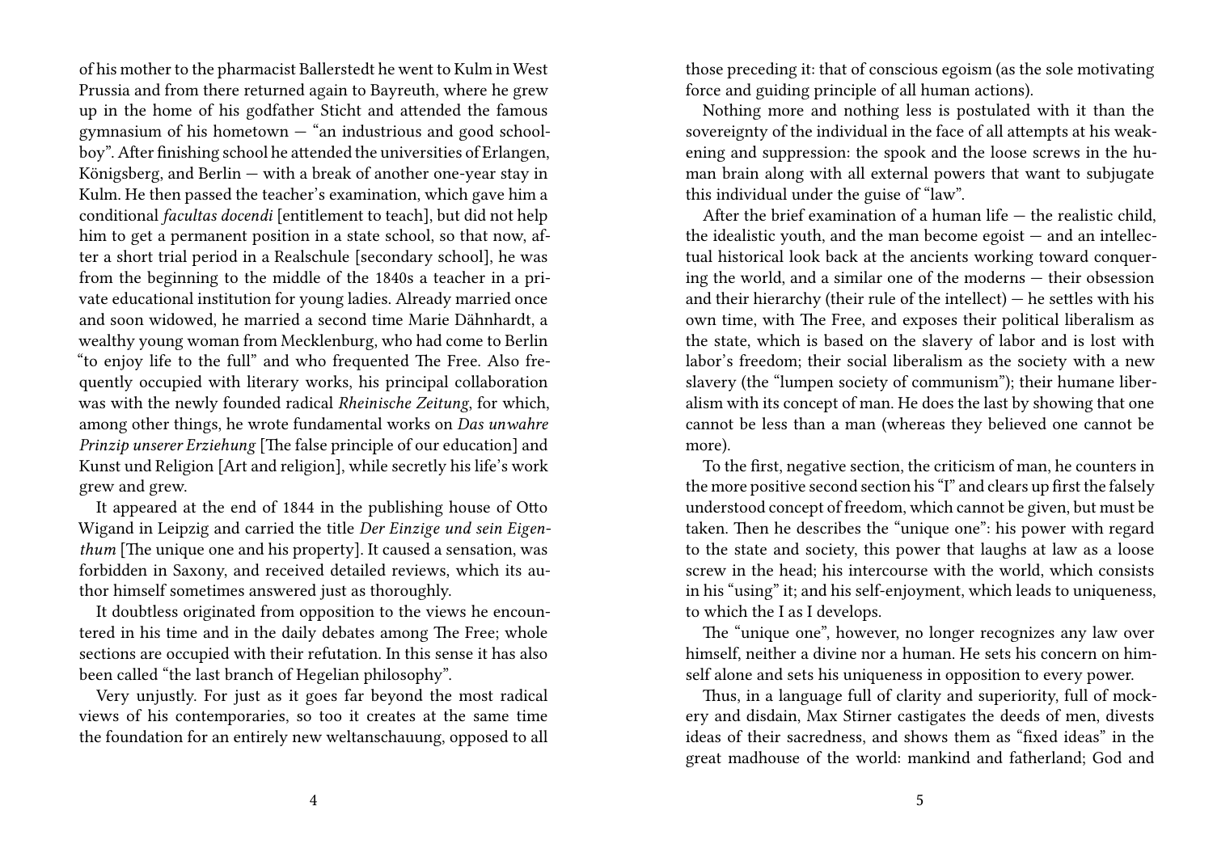of his mother to the pharmacist Ballerstedt he went to Kulm in West Prussia and from there returned again to Bayreuth, where he grew up in the home of his godfather Sticht and attended the famous gymnasium of his hometown — "an industrious and good schoolboy". After finishing school he attended the universities of Erlangen, Königsberg, and Berlin — with a break of another one-year stay in Kulm. He then passed the teacher's examination, which gave him a conditional *facultas docendi* [entitlement to teach], but did not help him to get a permanent position in a state school, so that now, after a short trial period in a Realschule [secondary school], he was from the beginning to the middle of the 1840s a teacher in a private educational institution for young ladies. Already married once and soon widowed, he married a second time Marie Dähnhardt, a wealthy young woman from Mecklenburg, who had come to Berlin "to enjoy life to the full" and who frequented The Free. Also frequently occupied with literary works, his principal collaboration was with the newly founded radical *Rheinische Zeitung*, for which, among other things, he wrote fundamental works on *Das unwahre Prinzip unserer Erziehung* [The false principle of our education] and Kunst und Religion [Art and religion], while secretly his life's work grew and grew.

It appeared at the end of 1844 in the publishing house of Otto Wigand in Leipzig and carried the title *Der Einzige und sein Eigenthum* [The unique one and his property]. It caused a sensation, was forbidden in Saxony, and received detailed reviews, which its author himself sometimes answered just as thoroughly.

It doubtless originated from opposition to the views he encountered in his time and in the daily debates among The Free; whole sections are occupied with their refutation. In this sense it has also been called "the last branch of Hegelian philosophy".

Very unjustly. For just as it goes far beyond the most radical views of his contemporaries, so too it creates at the same time the foundation for an entirely new weltanschauung, opposed to all those preceding it: that of conscious egoism (as the sole motivating force and guiding principle of all human actions).

Nothing more and nothing less is postulated with it than the sovereignty of the individual in the face of all attempts at his weakening and suppression: the spook and the loose screws in the human brain along with all external powers that want to subjugate this individual under the guise of "law".

After the brief examination of a human life — the realistic child, the idealistic youth, and the man become egoist — and an intellectual historical look back at the ancients working toward conquering the world, and a similar one of the moderns — their obsession and their hierarchy (their rule of the intellect) — he settles with his own time, with The Free, and exposes their political liberalism as the state, which is based on the slavery of labor and is lost with labor's freedom; their social liberalism as the society with a new slavery (the "lumpen society of communism"); their humane liberalism with its concept of man. He does the last by showing that one cannot be less than a man (whereas they believed one cannot be more).

To the first, negative section, the criticism of man, he counters in the more positive second section his "I" and clears up first the falsely understood concept of freedom, which cannot be given, but must be taken. Then he describes the "unique one": his power with regard to the state and society, this power that laughs at law as a loose screw in the head; his intercourse with the world, which consists in his "using" it; and his self-enjoyment, which leads to uniqueness, to which the I as I develops.

The "unique one", however, no longer recognizes any law over himself, neither a divine nor a human. He sets his concern on himself alone and sets his uniqueness in opposition to every power.

Thus, in a language full of clarity and superiority, full of mockery and disdain, Max Stirner castigates the deeds of men, divests ideas of their sacredness, and shows them as "fixed ideas" in the great madhouse of the world: mankind and fatherland; God and